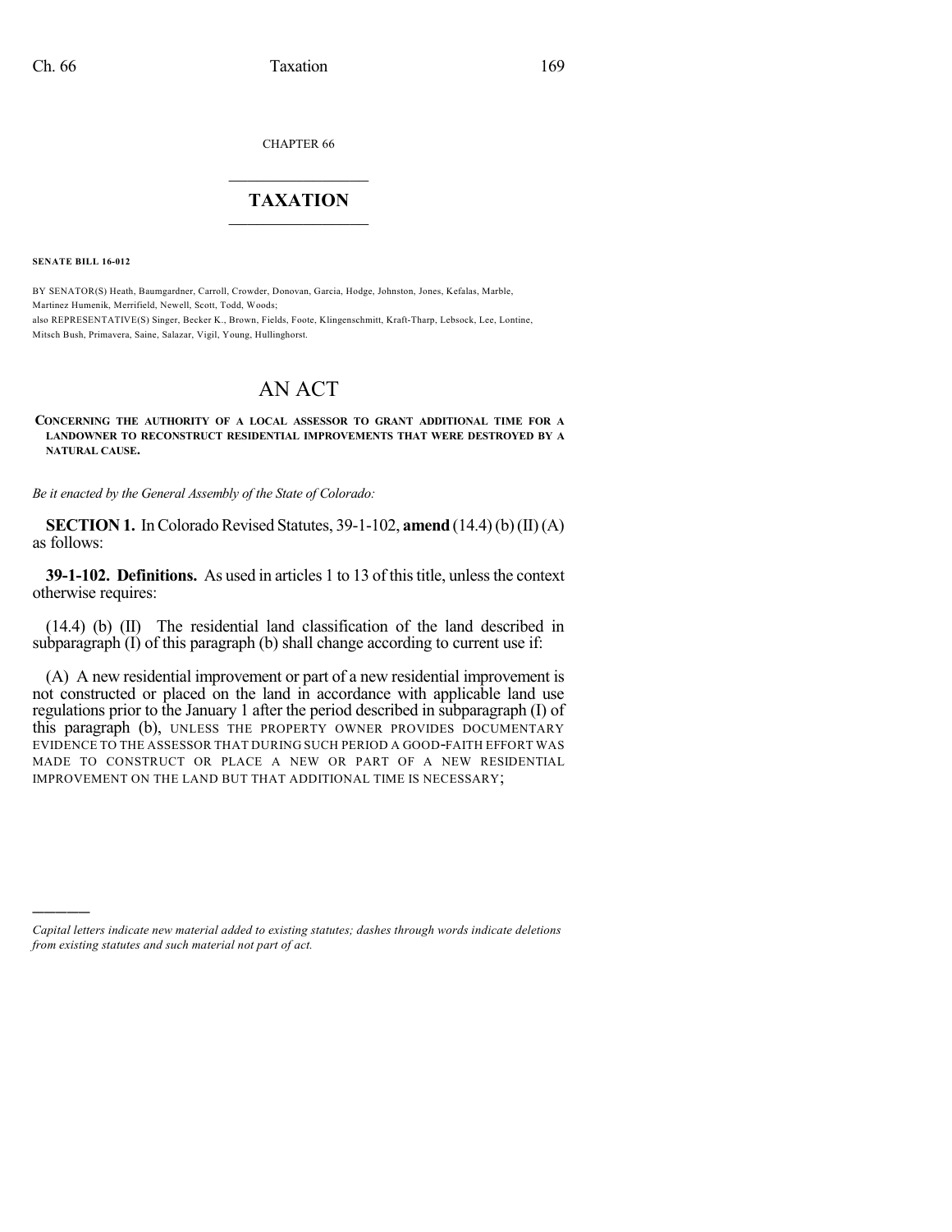CHAPTER 66

# TAXATION

**SENATE BILL 16-012**

BY SENATOR(S) Heath, Baumgardner, Carroll, Crowder, Donovan, Garcia, Hodge, Johnston, Jones, Kefalas, Marble, Martinez Humenik, Merrifield, Newell, Scott, Todd, Woods;
also REPRESENTATIVE(S) Singer, Becker K., Brown, Fields, Foote, Klingenschmitt, Kraft-Tharp, Lebsock, Lee, Lontine, Mitsch Bush, Primavera, Saine, Salazar, Vigil, Young, Hullinghorst.

# AN ACT

**CONCERNING THE AUTHORITY OF A LOCAL ASSESSOR TO GRANT ADDITIONAL TIME FOR A LANDOWNER TO RECONSTRUCT RESIDENTIAL IMPROVEMENTS THAT WERE DESTROYED BY A NATURAL CAUSE.**

*Be it enacted by the General Assembly of the State of Colorado:*

**SECTION 1.** In Colorado Revised Statutes, 39-1-102, **amend** (14.4) (b) (II) (A) as follows:

**39-1-102. Definitions.** As used in articles 1 to 13 of this title, unless the context otherwise requires:

(14.4) (b) (II) The residential land classification of the land described in subparagraph (I) of this paragraph (b) shall change according to current use if:

(A) A new residential improvement or part of a new residential improvement is not constructed or placed on the land in accordance with applicable land use regulations prior to the January 1 after the period described in subparagraph (I) of this paragraph (b), UNLESS THE PROPERTY OWNER PROVIDES DOCUMENTARY EVIDENCE TO THE ASSESSOR THAT DURING SUCH PERIOD A GOOD-FAITH EFFORT WAS MADE TO CONSTRUCT OR PLACE A NEW OR PART OF A NEW RESIDENTIAL IMPROVEMENT ON THE LAND BUT THAT ADDITIONAL TIME IS NECESSARY;

---

*Capital letters indicate new material added to existing statutes; dashes through words indicate deletions from existing statutes and such material not part of act.*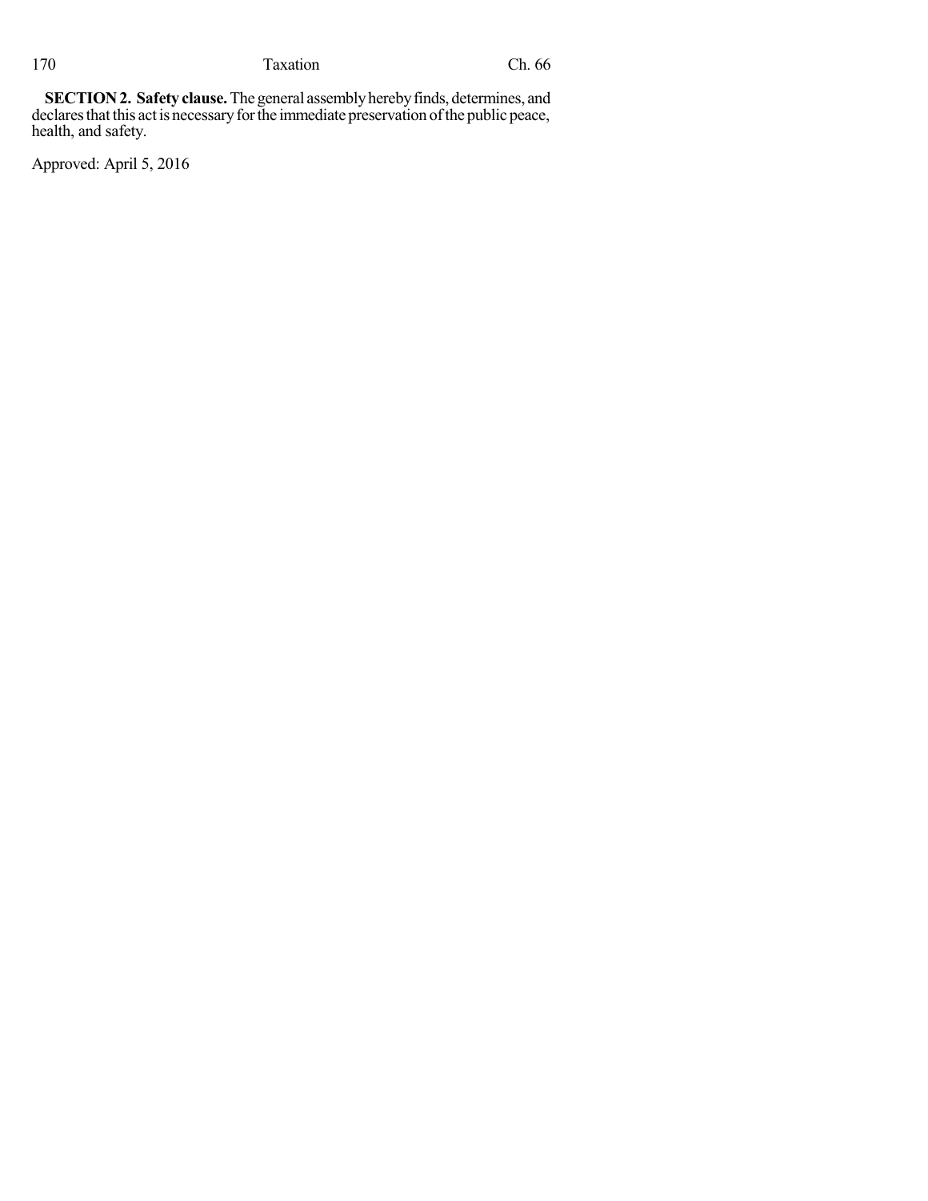**SECTION 2. Safety clause.** The general assembly hereby finds, determines, and declares that this act is necessary for the immediate preservation of the public peace, health, and safety.

Approved: April 5, 2016